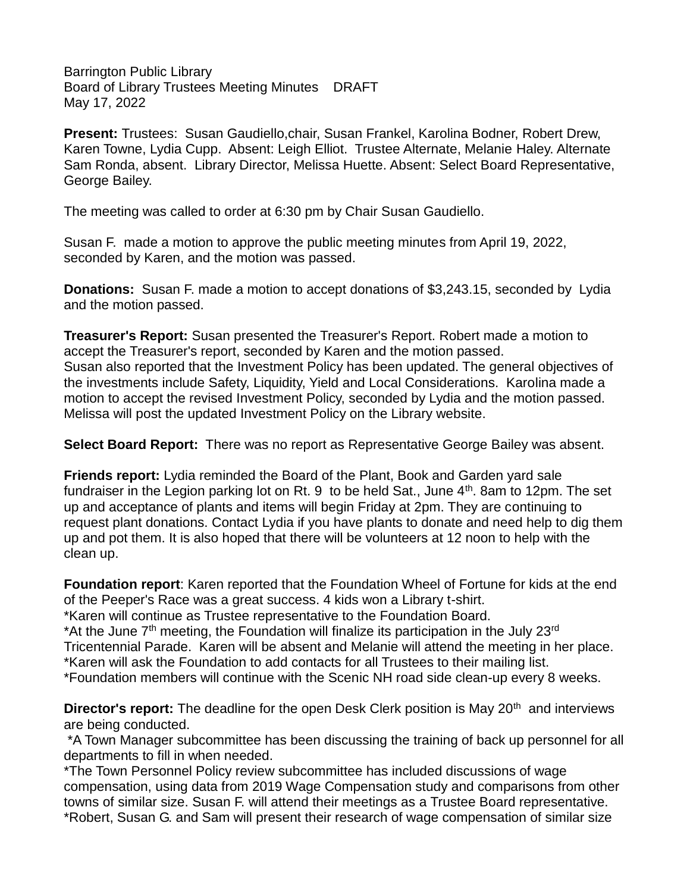Barrington Public Library
Board of Library Trustees Meeting Minutes    DRAFT
May 17, 2022

**Present:** Trustees:  Susan Gaudiello,chair, Susan Frankel, Karolina Bodner, Robert Drew, Karen Towne, Lydia Cupp.  Absent: Leigh Elliot.  Trustee Alternate, Melanie Haley. Alternate Sam Ronda, absent.  Library Director, Melissa Huette. Absent: Select Board Representative, George Bailey.

The meeting was called to order at 6:30 pm by Chair Susan Gaudiello.

Susan F.  made a motion to approve the public meeting minutes from April 19, 2022, seconded by Karen, and the motion was passed.

**Donations:**  Susan F. made a motion to accept donations of $3,243.15, seconded by  Lydia and the motion passed.

**Treasurer's Report:** Susan presented the Treasurer's Report. Robert made a motion to accept the Treasurer's report, seconded by Karen and the motion passed.
Susan also reported that the Investment Policy has been updated. The general objectives of the investments include Safety, Liquidity, Yield and Local Considerations.  Karolina made a motion to accept the revised Investment Policy, seconded by Lydia and the motion passed. Melissa will post the updated Investment Policy on the Library website.

**Select Board Report:**  There was no report as Representative George Bailey was absent.

**Friends report:** Lydia reminded the Board of the Plant, Book and Garden yard sale fundraiser in the Legion parking lot on Rt. 9  to be held Sat., June 4th. 8am to 12pm. The set up and acceptance of plants and items will begin Friday at 2pm. They are continuing to request plant donations. Contact Lydia if you have plants to donate and need help to dig them up and pot them. It is also hoped that there will be volunteers at 12 noon to help with the clean up.

**Foundation report**: Karen reported that the Foundation Wheel of Fortune for kids at the end of the Peeper's Race was a great success. 4 kids won a Library t-shirt.
*Karen will continue as Trustee representative to the Foundation Board.
*At the June 7th meeting, the Foundation will finalize its participation in the July 23rd Tricentennial Parade.  Karen will be absent and Melanie will attend the meeting in her place.
*Karen will ask the Foundation to add contacts for all Trustees to their mailing list.
*Foundation members will continue with the Scenic NH road side clean-up every 8 weeks.

**Director's report:** The deadline for the open Desk Clerk position is May 20th  and interviews are being conducted.
*A Town Manager subcommittee has been discussing the training of back up personnel for all departments to fill in when needed.
*The Town Personnel Policy review subcommittee has included discussions of wage compensation, using data from 2019 Wage Compensation study and comparisons from other towns of similar size. Susan F. will attend their meetings as a Trustee Board representative.
*Robert, Susan G. and Sam will present their research of wage compensation of similar size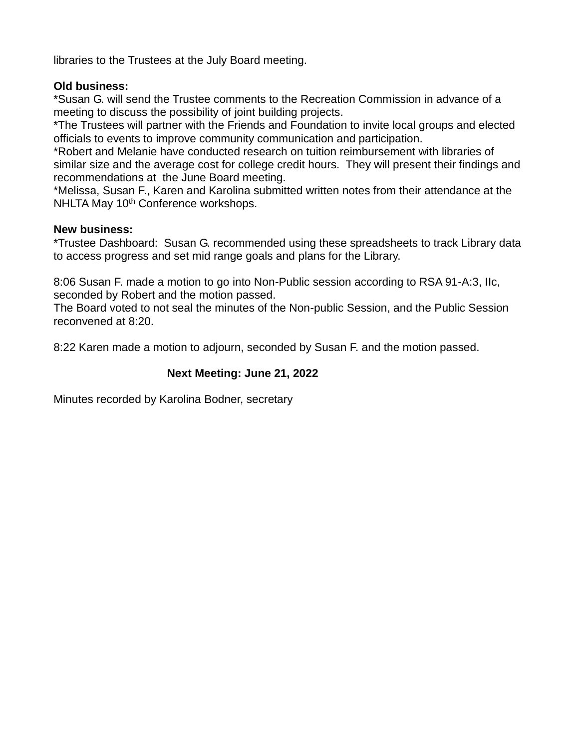libraries to the Trustees at the July Board meeting.

**Old business:**
*Susan G. will send the Trustee comments to the Recreation Commission in advance of a meeting to discuss the possibility of joint building projects.
*The Trustees will partner with the Friends and Foundation to invite local groups and elected officials to events to improve community communication and participation.
*Robert and Melanie have conducted research on tuition reimbursement with libraries of similar size and the average cost for college credit hours. They will present their findings and recommendations at the June Board meeting.
*Melissa, Susan F., Karen and Karolina submitted written notes from their attendance at the NHLTA May 10th Conference workshops.

**New business:**
*Trustee Dashboard: Susan G. recommended using these spreadsheets to track Library data to access progress and set mid range goals and plans for the Library.

8:06 Susan F. made a motion to go into Non-Public session according to RSA 91-A:3, IIc, seconded by Robert and the motion passed.
The Board voted to not seal the minutes of the Non-public Session, and the Public Session reconvened at 8:20.

8:22 Karen made a motion to adjourn, seconded by Susan F. and the motion passed.

**Next Meeting: June 21, 2022**

Minutes recorded by Karolina Bodner, secretary